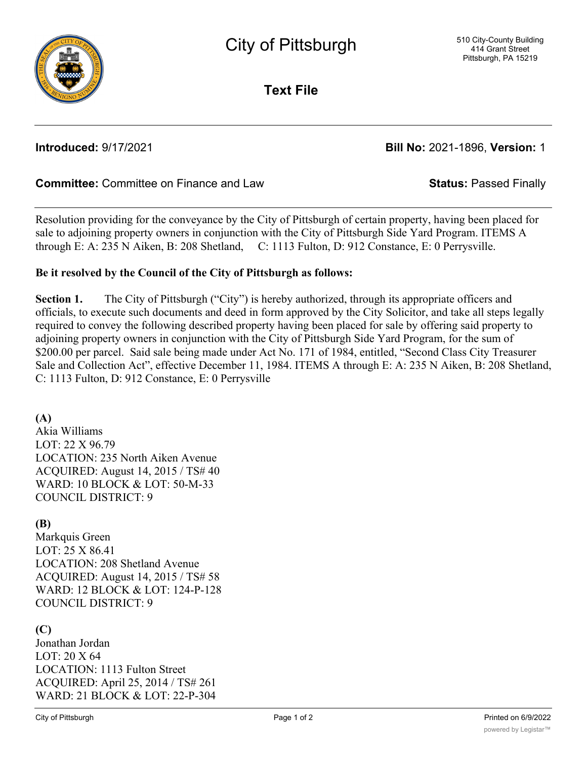# City of Pittsburgh

510 City-County Building
414 Grant Street
Pittsburgh, PA 15219

## Text File

**Introduced:** 9/17/2021 **Bill No:** 2021-1896, **Version:** 1

**Committee:** Committee on Finance and Law **Status:** Passed Finally

---

Resolution providing for the conveyance by the City of Pittsburgh of certain property, having been placed for sale to adjoining property owners in conjunction with the City of Pittsburgh Side Yard Program. ITEMS A through E: A: 235 N Aiken, B: 208 Shetland, C: 1113 Fulton, D: 912 Constance, E: 0 Perrysville.

**Be it resolved by the Council of the City of Pittsburgh as follows:**

**Section 1.** The City of Pittsburgh ("City") is hereby authorized, through its appropriate officers and officials, to execute such documents and deed in form approved by the City Solicitor, and take all steps legally required to convey the following described property having been placed for sale by offering said property to adjoining property owners in conjunction with the City of Pittsburgh Side Yard Program, for the sum of $200.00 per parcel. Said sale being made under Act No. 171 of 1984, entitled, "Second Class City Treasurer Sale and Collection Act", effective December 11, 1984. ITEMS A through E: A: 235 N Aiken, B: 208 Shetland, C: 1113 Fulton, D: 912 Constance, E: 0 Perrysville

**(A)**
Akia Williams
LOT: 22 X 96.79
LOCATION: 235 North Aiken Avenue
ACQUIRED: August 14, 2015 / TS# 40
WARD: 10 BLOCK & LOT: 50-M-33
COUNCIL DISTRICT: 9

**(B)**
Markquis Green
LOT: 25 X 86.41
LOCATION: 208 Shetland Avenue
ACQUIRED: August 14, 2015 / TS# 58
WARD: 12 BLOCK & LOT: 124-P-128
COUNCIL DISTRICT: 9

**(C)**
Jonathan Jordan
LOT: 20 X 64
LOCATION: 1113 Fulton Street
ACQUIRED: April 25, 2014 / TS# 261
WARD: 21 BLOCK & LOT: 22-P-304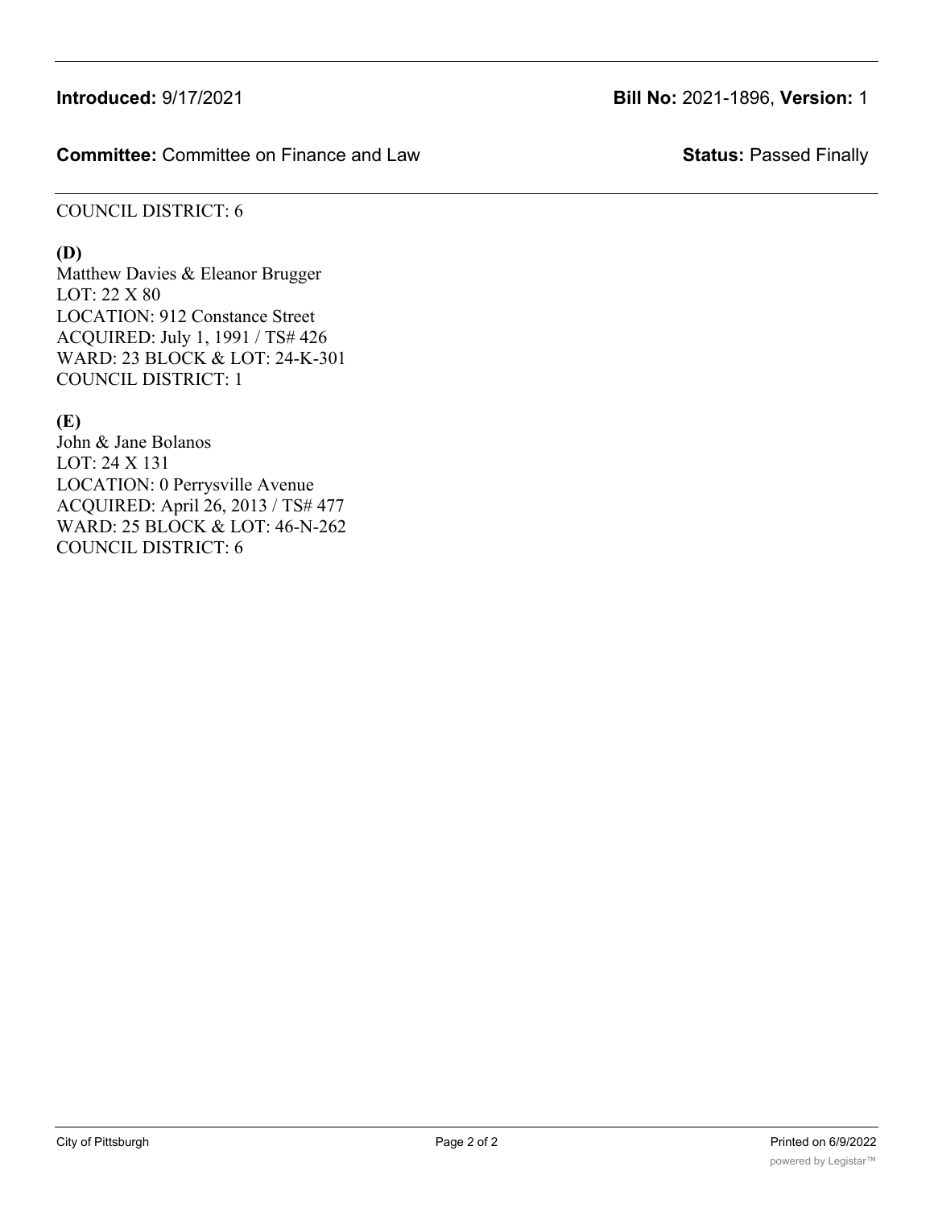COUNCIL DISTRICT: 6

**(D)**
Matthew Davies & Eleanor Brugger
LOT: 22 X 80
LOCATION: 912 Constance Street
ACQUIRED: July 1, 1991 / TS# 426
WARD: 23 BLOCK & LOT: 24-K-301
COUNCIL DISTRICT: 1

**(E)**
John & Jane Bolanos
LOT: 24 X 131
LOCATION: 0 Perrysville Avenue
ACQUIRED: April 26, 2013 / TS# 477
WARD: 25 BLOCK & LOT: 46-N-262
COUNCIL DISTRICT: 6